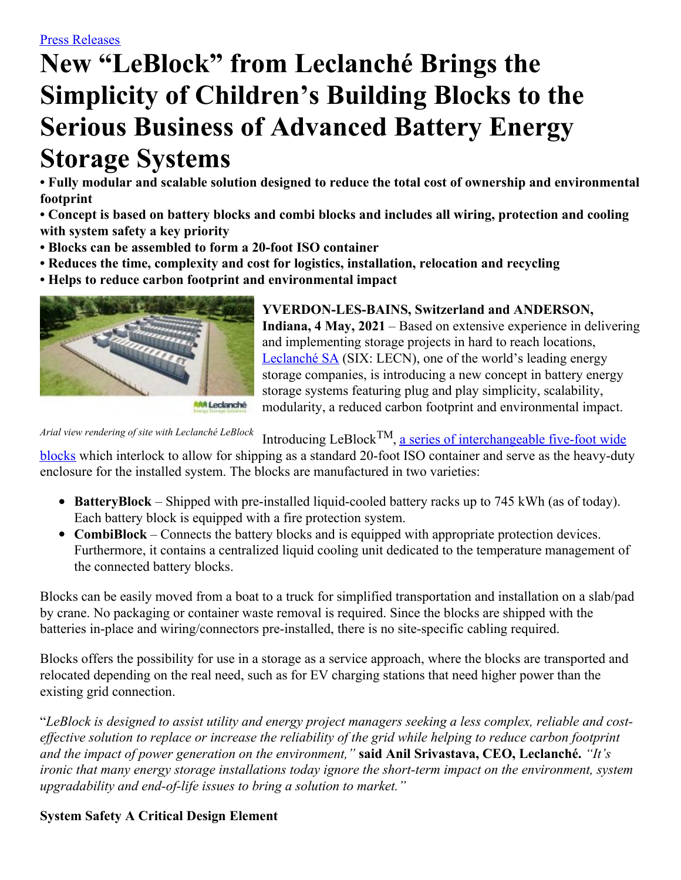Press Releases

# New "LeBlock" from Leclanché Brings the Simplicity of Children's Building Blocks to the Serious Business of Advanced Battery Energy Storage Systems

**• Fully modular and scalable solution designed to reduce the total cost of ownership and environmental footprint**
**• Concept is based on battery blocks and combi blocks and includes all wiring, protection and cooling with system safety a key priority**
**• Blocks can be assembled to form a 20-foot ISO container**
**• Reduces the time, complexity and cost for logistics, installation, relocation and recycling**
**• Helps to reduce carbon footprint and environmental impact**

*Arial view rendering of site with Leclanché LeBlock*

**YVERDON-LES-BAINS, Switzerland and ANDERSON, Indiana, 4 May, 2021** – Based on extensive experience in delivering and implementing storage projects in hard to reach locations, Leclanché SA (SIX: LECN), one of the world's leading energy storage companies, is introducing a new concept in battery energy storage systems featuring plug and play simplicity, scalability, modularity, a reduced carbon footprint and environmental impact.

Introducing LeBlock™, a series of interchangeable five-foot wide blocks which interlock to allow for shipping as a standard 20-foot ISO container and serve as the heavy-duty enclosure for the installed system. The blocks are manufactured in two varieties:

- **BatteryBlock** – Shipped with pre-installed liquid-cooled battery racks up to 745 kWh (as of today). Each battery block is equipped with a fire protection system.
- **CombiBlock** – Connects the battery blocks and is equipped with appropriate protection devices. Furthermore, it contains a centralized liquid cooling unit dedicated to the temperature management of the connected battery blocks.

Blocks can be easily moved from a boat to a truck for simplified transportation and installation on a slab/pad by crane. No packaging or container waste removal is required. Since the blocks are shipped with the batteries in-place and wiring/connectors pre-installed, there is no site-specific cabling required.

Blocks offers the possibility for use in a storage as a service approach, where the blocks are transported and relocated depending on the real need, such as for EV charging stations that need higher power than the existing grid connection.

"*LeBlock is designed to assist utility and energy project managers seeking a less complex, reliable and cost-effective solution to replace or increase the reliability of the grid while helping to reduce carbon footprint and the impact of power generation on the environment,"* **said Anil Srivastava, CEO, Leclanché.** *"It's ironic that many energy storage installations today ignore the short-term impact on the environment, system upgradability and end-of-life issues to bring a solution to market."*

**System Safety A Critical Design Element**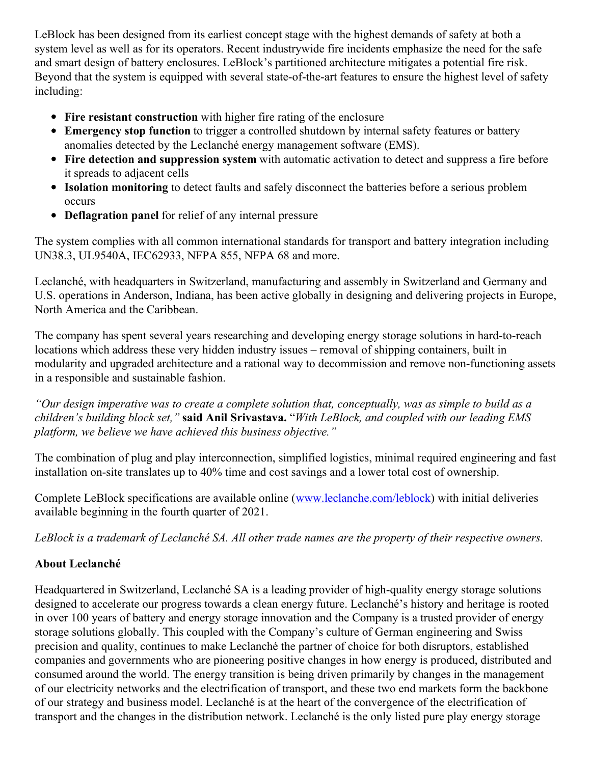LeBlock has been designed from its earliest concept stage with the highest demands of safety at both a system level as well as for its operators. Recent industrywide fire incidents emphasize the need for the safe and smart design of battery enclosures. LeBlock's partitioned architecture mitigates a potential fire risk. Beyond that the system is equipped with several state-of-the-art features to ensure the highest level of safety including:

- **Fire resistant construction** with higher fire rating of the enclosure
- **Emergency stop function** to trigger a controlled shutdown by internal safety features or battery anomalies detected by the Leclanché energy management software (EMS).
- **Fire detection and suppression system** with automatic activation to detect and suppress a fire before it spreads to adjacent cells
- **Isolation monitoring** to detect faults and safely disconnect the batteries before a serious problem occurs
- **Deflagration panel** for relief of any internal pressure

The system complies with all common international standards for transport and battery integration including UN38.3, UL9540A, IEC62933, NFPA 855, NFPA 68 and more.

Leclanché, with headquarters in Switzerland, manufacturing and assembly in Switzerland and Germany and U.S. operations in Anderson, Indiana, has been active globally in designing and delivering projects in Europe, North America and the Caribbean.

The company has spent several years researching and developing energy storage solutions in hard-to-reach locations which address these very hidden industry issues – removal of shipping containers, built in modularity and upgraded architecture and a rational way to decommission and remove non-functioning assets in a responsible and sustainable fashion.

*"Our design imperative was to create a complete solution that, conceptually, was as simple to build as a children's building block set,"* **said Anil Srivastava.** "*With LeBlock, and coupled with our leading EMS platform, we believe we have achieved this business objective."*

The combination of plug and play interconnection, simplified logistics, minimal required engineering and fast installation on-site translates up to 40% time and cost savings and a lower total cost of ownership.

Complete LeBlock specifications are available online ([www.leclanche.com/leblock](www.leclanche.com/leblock)) with initial deliveries available beginning in the fourth quarter of 2021.

*LeBlock is a trademark of Leclanché SA. All other trade names are the property of their respective owners.*

### About Leclanché

Headquartered in Switzerland, Leclanché SA is a leading provider of high-quality energy storage solutions designed to accelerate our progress towards a clean energy future. Leclanché's history and heritage is rooted in over 100 years of battery and energy storage innovation and the Company is a trusted provider of energy storage solutions globally. This coupled with the Company's culture of German engineering and Swiss precision and quality, continues to make Leclanché the partner of choice for both disruptors, established companies and governments who are pioneering positive changes in how energy is produced, distributed and consumed around the world. The energy transition is being driven primarily by changes in the management of our electricity networks and the electrification of transport, and these two end markets form the backbone of our strategy and business model. Leclanché is at the heart of the convergence of the electrification of transport and the changes in the distribution network. Leclanché is the only listed pure play energy storage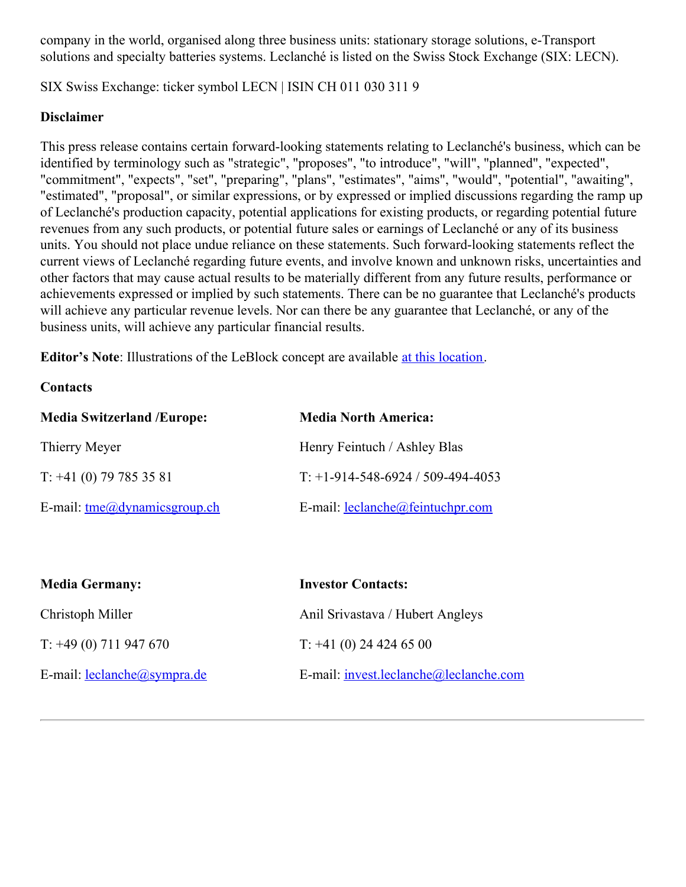company in the world, organised along three business units: stationary storage solutions, e-Transport solutions and specialty batteries systems. Leclanché is listed on the Swiss Stock Exchange (SIX: LECN).

SIX Swiss Exchange: ticker symbol LECN | ISIN CH 011 030 311 9

**Disclaimer**

This press release contains certain forward-looking statements relating to Leclanché's business, which can be identified by terminology such as "strategic", "proposes", "to introduce", "will", "planned", "expected", "commitment", "expects", "set", "preparing", "plans", "estimates", "aims", "would", "potential", "awaiting", "estimated", "proposal", or similar expressions, or by expressed or implied discussions regarding the ramp up of Leclanché's production capacity, potential applications for existing products, or regarding potential future revenues from any such products, or potential future sales or earnings of Leclanché or any of its business units. You should not place undue reliance on these statements. Such forward-looking statements reflect the current views of Leclanché regarding future events, and involve known and unknown risks, uncertainties and other factors that may cause actual results to be materially different from any future results, performance or achievements expressed or implied by such statements. There can be no guarantee that Leclanché's products will achieve any particular revenue levels. Nor can there be any guarantee that Leclanché, or any of the business units, will achieve any particular financial results.

**Editor's Note**: Illustrations of the LeBlock concept are available at this location.

**Contacts**

**Media Switzerland /Europe:**

Thierry Meyer

T: +41 (0) 79 785 35 81

E-mail: tme@dynamicsgroup.ch

**Media North America:**

Henry Feintuch / Ashley Blas

T: +1-914-548-6924 / 509-494-4053

E-mail: leclanche@feintuchpr.com

**Media Germany:**

Christoph Miller

T: +49 (0) 711 947 670

E-mail: leclanche@sympra.de

**Investor Contacts:**

Anil Srivastava / Hubert Angleys

T: +41 (0) 24 424 65 00

E-mail: invest.leclanche@leclanche.com